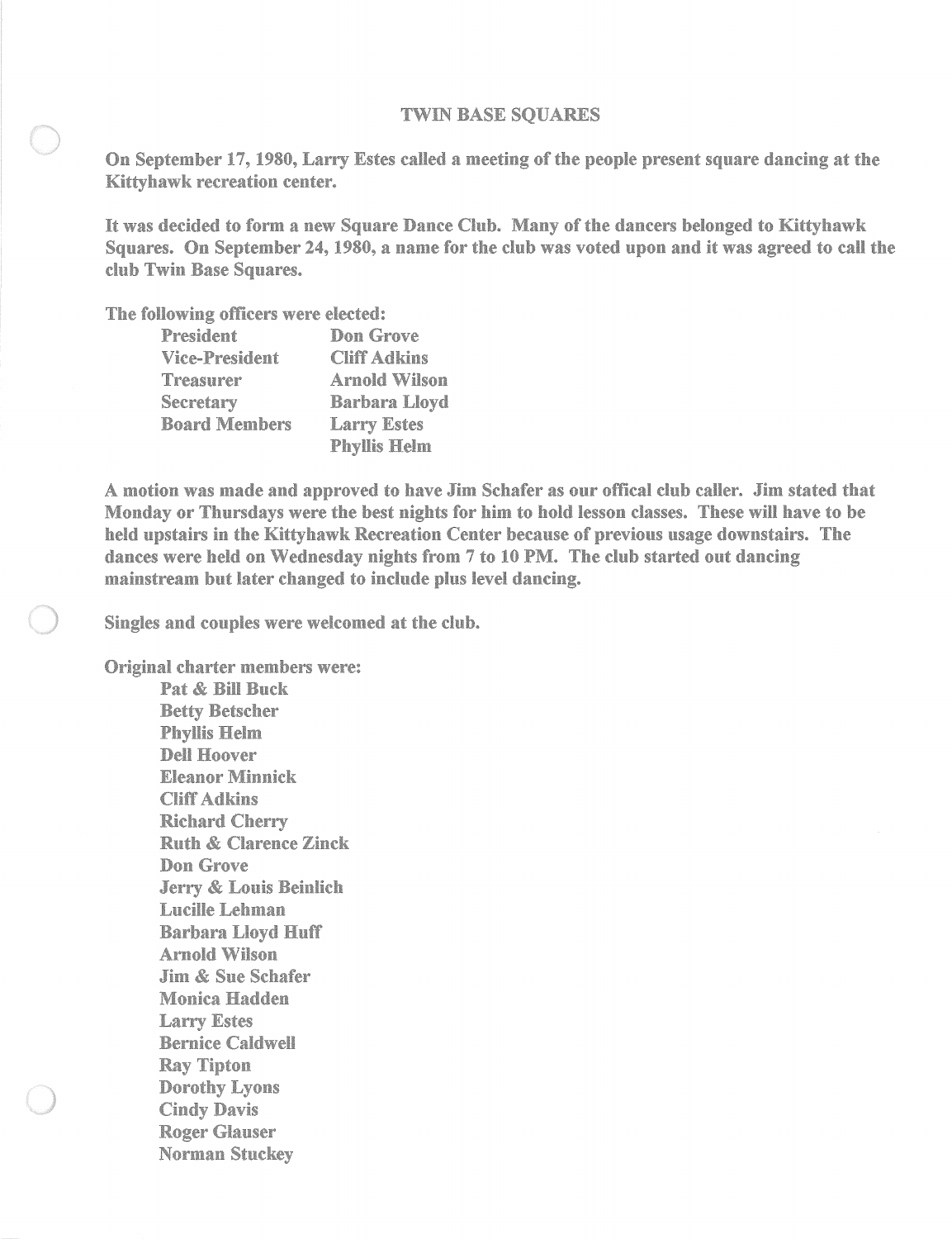# TWIN BASE SQUARES

**On September 17, 1980, Larry Estes called a meeting of the people present square dancing at the Kittyhawk recreation center.**

**It was decided to form a new Square Dance Club. Many of the dancers belonged to Kittyhawk Squares. On September 24, 1980, a name for the club was voted upon and it was agreed to call the club Twin Base Squares.**

**The following officers were elected:**

| | |
|---|---|
| **President** | **Don Grove** |
| **Vice-President** | **Cliff Adkins** |
| **Treasurer** | **Arnold Wilson** |
| **Secretary** | **Barbara Lloyd** |
| **Board Members** | **Larry Estes** |
| | **Phyllis Helm** |

**A motion was made and approved to have Jim Schafer as our offical club caller. Jim stated that Monday or Thursdays were the best nights for him to hold lesson classes. These will have to be held upstairs in the Kittyhawk Recreation Center because of previous usage downstairs. The dances were held on Wednesday nights from 7 to 10 PM. The club started out dancing mainstream but later changed to include plus level dancing.**

**Singles and couples were welcomed at the club.**

**Original charter members were:**

- **Pat & Bill Buck**
- **Betty Betscher**
- **Phyllis Helm**
- **Dell Hoover**
- **Eleanor Minnick**
- **Cliff Adkins**
- **Richard Cherry**
- **Ruth & Clarence Zinck**
- **Don Grove**
- **Jerry & Louis Beinlich**
- **Lucille Lehman**
- **Barbara Lloyd Huff**
- **Arnold Wilson**
- **Jim & Sue Schafer**
- **Monica Hadden**
- **Larry Estes**
- **Bernice Caldwell**
- **Ray Tipton**
- **Dorothy Lyons**
- **Cindy Davis**
- **Roger Glauser**
- **Norman Stuckey**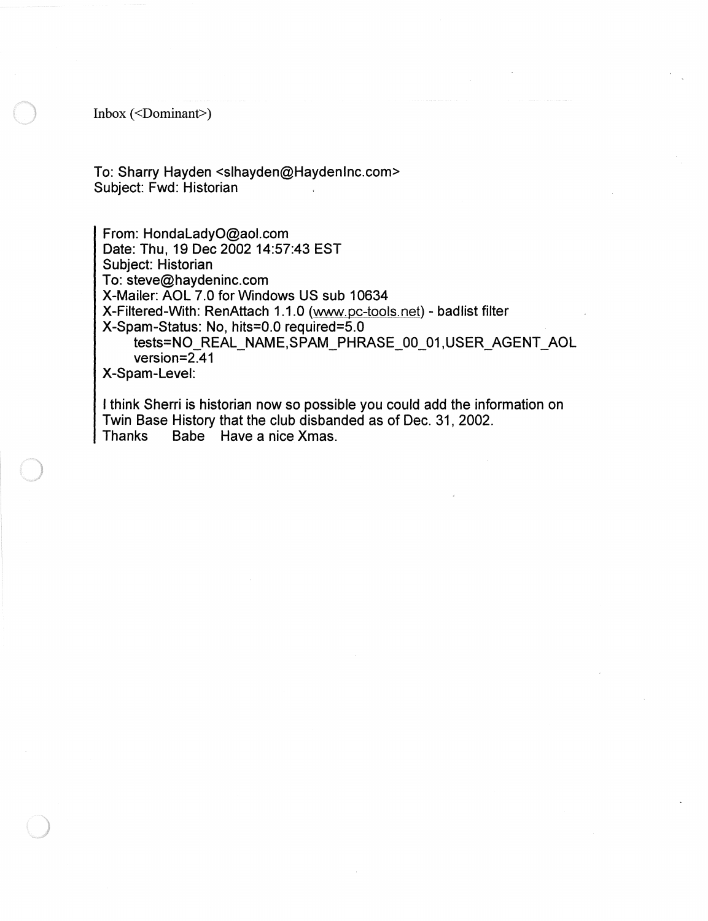Inbox (<Dominant>)

To: Sharry Hayden <slhayden@HaydenInc.com>
Subject: Fwd: Historian

> From: HondaLadyO@aol.com
> Date: Thu, 19 Dec 2002 14:57:43 EST
> Subject: Historian
> To: steve@haydeninc.com
> X-Mailer: AOL 7.0 for Windows US sub 10634
> X-Filtered-With: RenAttach 1.1.0 (www.pc-tools.net) - badlist filter
> X-Spam-Status: No, hits=0.0 required=5.0
> tests=NO_REAL_NAME,SPAM_PHRASE_00_01,USER_AGENT_AOL
> version=2.41
> X-Spam-Level:
>
> I think Sherri is historian now so possible you could add the information on Twin Base History that the club disbanded as of Dec. 31, 2002.
> Thanks Babe Have a nice Xmas.